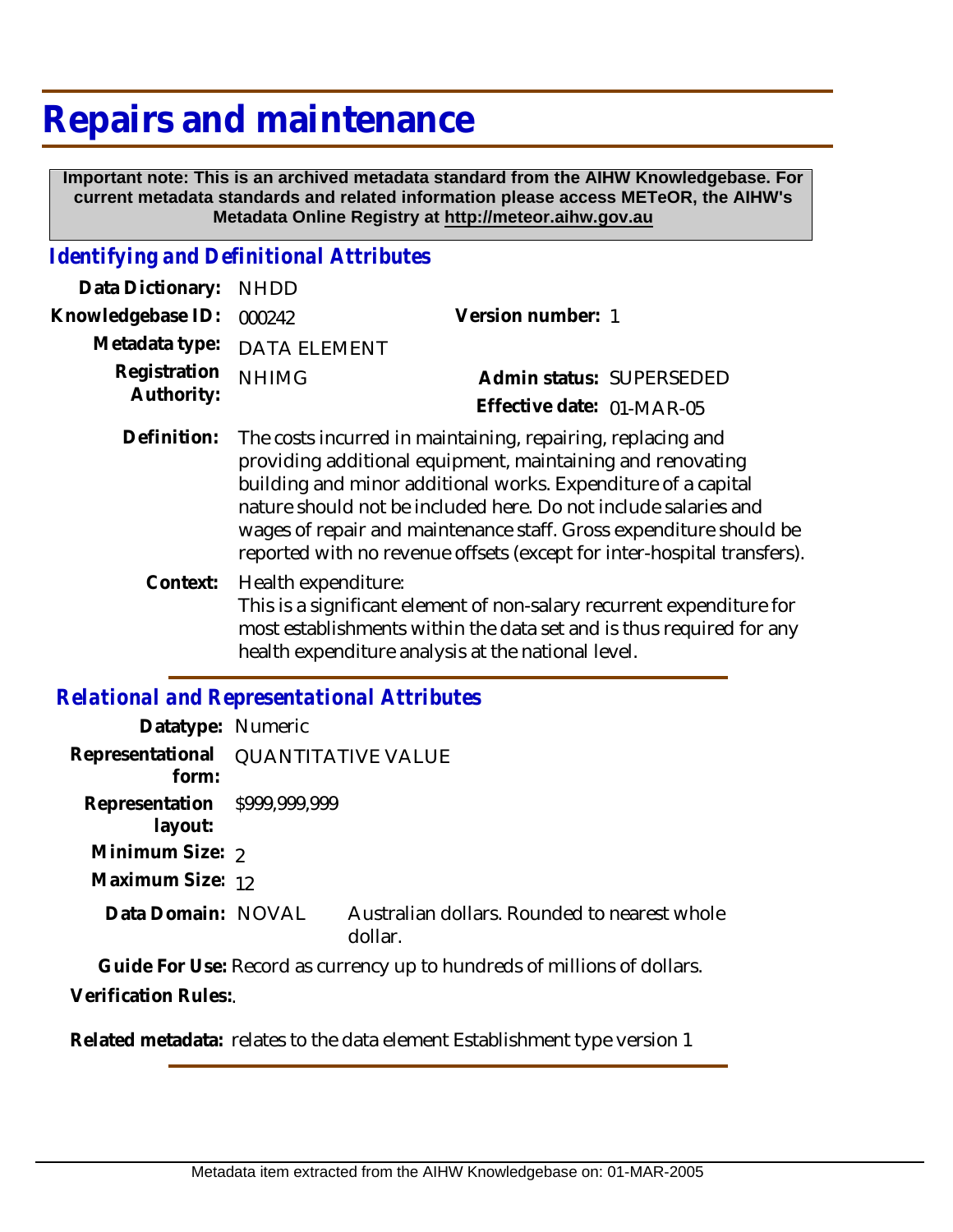# Repairs and maintenance

**Important note: This is an archived metadata standard from the AIHW Knowledgebase. For current metadata standards and related information please access METeOR, the AIHW's Metadata Online Registry at http://meteor.aihw.gov.au**

## *Identifying and Definitional Attributes*

**Data Dictionary:** NHDD

**Knowledgebase ID:** 000242 **Version number:** 1

**Metadata type:** DATA ELEMENT

**Registration Authority:** NHIMG **Admin status:** SUPERSEDED

**Effective date:** 01-MAR-05

**Definition:** The costs incurred in maintaining, repairing, replacing and providing additional equipment, maintaining and renovating building and minor additional works. Expenditure of a capital nature should not be included here. Do not include salaries and wages of repair and maintenance staff. Gross expenditure should be reported with no revenue offsets (except for inter-hospital transfers).

**Context:** Health expenditure:
This is a significant element of non-salary recurrent expenditure for most establishments within the data set and is thus required for any health expenditure analysis at the national level.

## *Relational and Representational Attributes*

**Datatype:** Numeric

**Representational form:** QUANTITATIVE VALUE

**Representation layout:** $999,999,999

**Minimum Size:** 2

**Maximum Size:** 12

**Data Domain:** NOVAL Australian dollars. Rounded to nearest whole dollar.

**Guide For Use:** Record as currency up to hundreds of millions of dollars.

**Verification Rules:**.

**Related metadata:** relates to the data element Establishment type version 1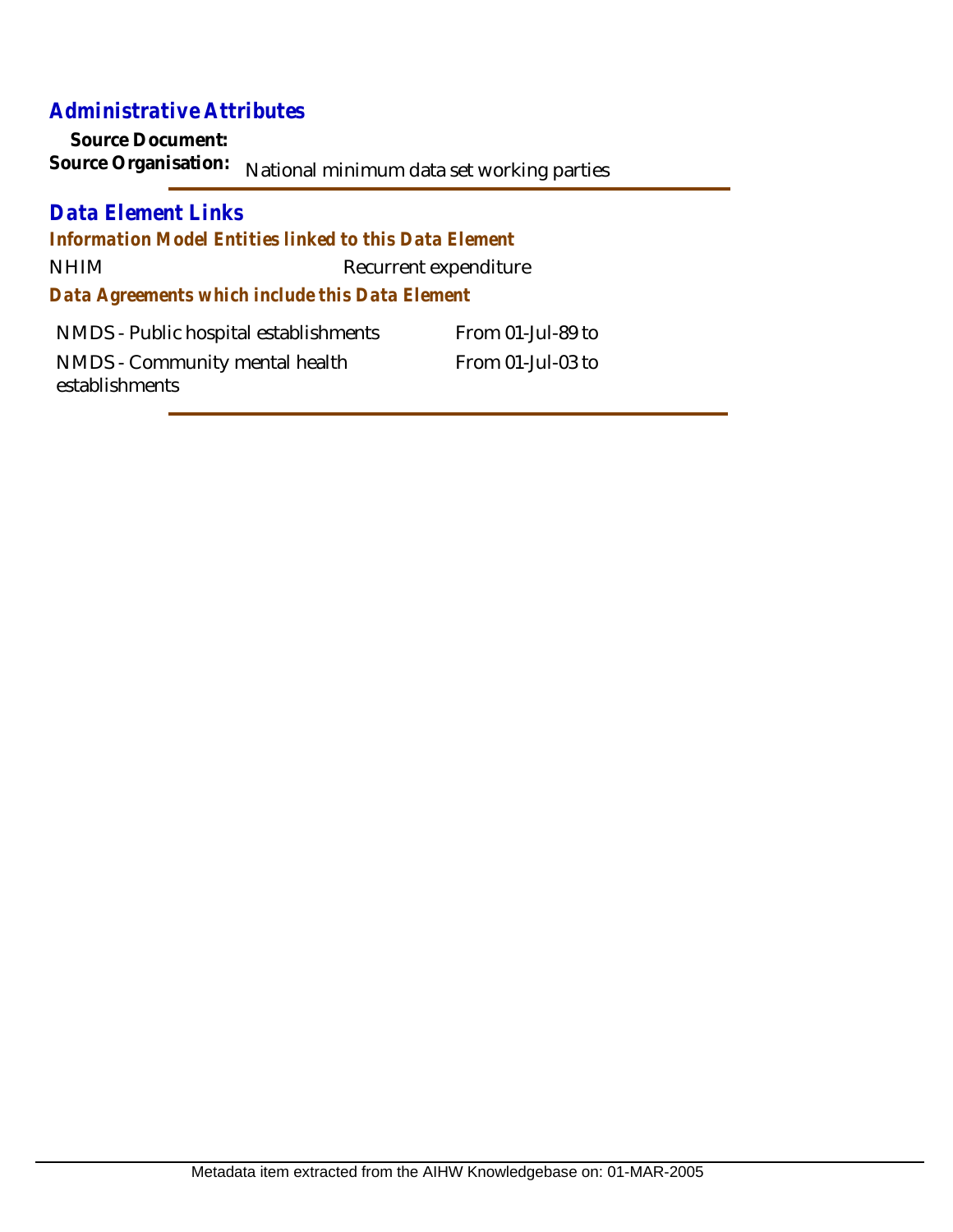## Administrative Attributes

**Source Document:**

**Source Organisation:** National minimum data set working parties

## Data Element Links

### *Information Model Entities linked to this Data Element*

| | |
|---|---|
| NHIM | Recurrent expenditure |

### *Data Agreements which include this Data Element*

| | |
|---|---|
| NMDS - Public hospital establishments | From 01-Jul-89 to |
| NMDS - Community mental health establishments | From 01-Jul-03 to |

Metadata item extracted from the AIHW Knowledgebase on: 01-MAR-2005